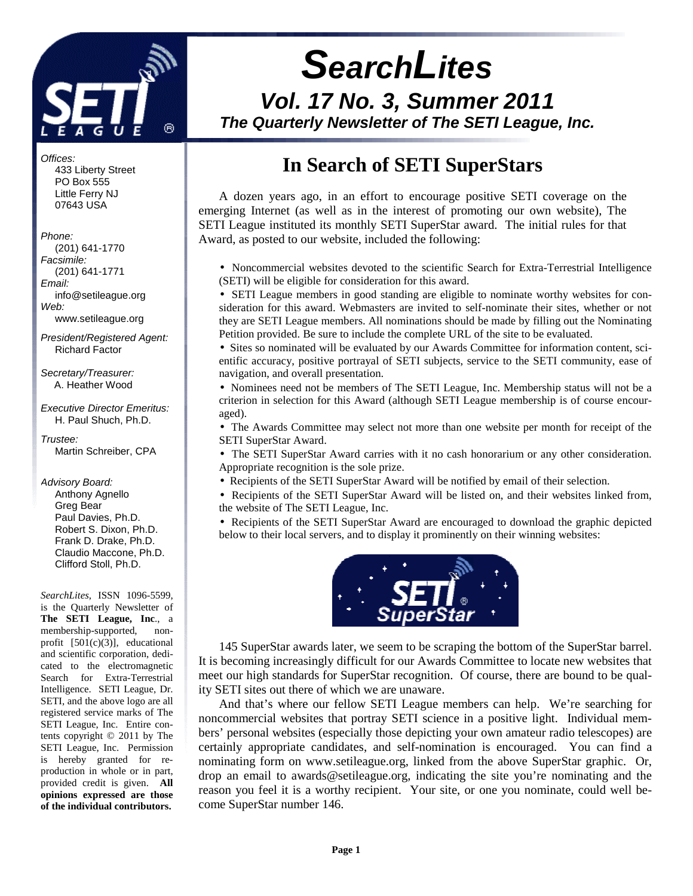# SearchLites

## Vol. 17 No. 3, Summer 2011

### The Quarterly Newsletter of The SETI League, Inc.

*Offices:*
433 Liberty Street
PO Box 555
Little Ferry NJ
07643 USA

*Phone:*
(201) 641-1770
*Facsimile:*
(201) 641-1771
*Email:*
info@setileague.org
*Web:*
www.setileague.org

*President/Registered Agent:*
Richard Factor

*Secretary/Treasurer:*
A. Heather Wood

*Executive Director Emeritus:*
H. Paul Shuch, Ph.D.

*Trustee:*
Martin Schreiber, CPA

*Advisory Board:*
Anthony Agnello
Greg Bear
Paul Davies, Ph.D.
Robert S. Dixon, Ph.D.
Frank D. Drake, Ph.D.
Claudio Maccone, Ph.D.
Clifford Stoll, Ph.D.

*SearchLites*, ISSN 1096-5599, is the Quarterly Newsletter of **The SETI League, Inc**., a membership-supported, non-profit [501(c)(3)], educational and scientific corporation, dedicated to the electromagnetic Search for Extra-Terrestrial Intelligence. SETI League, Dr. SETI, and the above logo are all registered service marks of The SETI League, Inc. Entire contents copyright © 2011 by The SETI League, Inc. Permission is hereby granted for reproduction in whole or in part, provided credit is given. **All opinions expressed are those of the individual contributors.**

# In Search of SETI SuperStars

A dozen years ago, in an effort to encourage positive SETI coverage on the emerging Internet (as well as in the interest of promoting our own website), The SETI League instituted its monthly SETI SuperStar award. The initial rules for that Award, as posted to our website, included the following:

- Noncommercial websites devoted to the scientific Search for Extra-Terrestrial Intelligence (SETI) will be eligible for consideration for this award.
- SETI League members in good standing are eligible to nominate worthy websites for consideration for this award. Webmasters are invited to self-nominate their sites, whether or not they are SETI League members. All nominations should be made by filling out the Nominating Petition provided. Be sure to include the complete URL of the site to be evaluated.
- Sites so nominated will be evaluated by our Awards Committee for information content, scientific accuracy, positive portrayal of SETI subjects, service to the SETI community, ease of navigation, and overall presentation.
- Nominees need not be members of The SETI League, Inc. Membership status will not be a criterion in selection for this Award (although SETI League membership is of course encouraged).
- The Awards Committee may select not more than one website per month for receipt of the SETI SuperStar Award.
- The SETI SuperStar Award carries with it no cash honorarium or any other consideration. Appropriate recognition is the sole prize.
- Recipients of the SETI SuperStar Award will be notified by email of their selection.
- Recipients of the SETI SuperStar Award will be listed on, and their websites linked from, the website of The SETI League, Inc.
- Recipients of the SETI SuperStar Award are encouraged to download the graphic depicted below to their local servers, and to display it prominently on their winning websites:

145 SuperStar awards later, we seem to be scraping the bottom of the SuperStar barrel. It is becoming increasingly difficult for our Awards Committee to locate new websites that meet our high standards for SuperStar recognition. Of course, there are bound to be quality SETI sites out there of which we are unaware.

And that's where our fellow SETI League members can help. We're searching for noncommercial websites that portray SETI science in a positive light. Individual members' personal websites (especially those depicting your own amateur radio telescopes) are certainly appropriate candidates, and self-nomination is encouraged. You can find a nominating form on www.setileague.org, linked from the above SuperStar graphic. Or, drop an email to awards@setileague.org, indicating the site you're nominating and the reason you feel it is a worthy recipient. Your site, or one you nominate, could well become SuperStar number 146.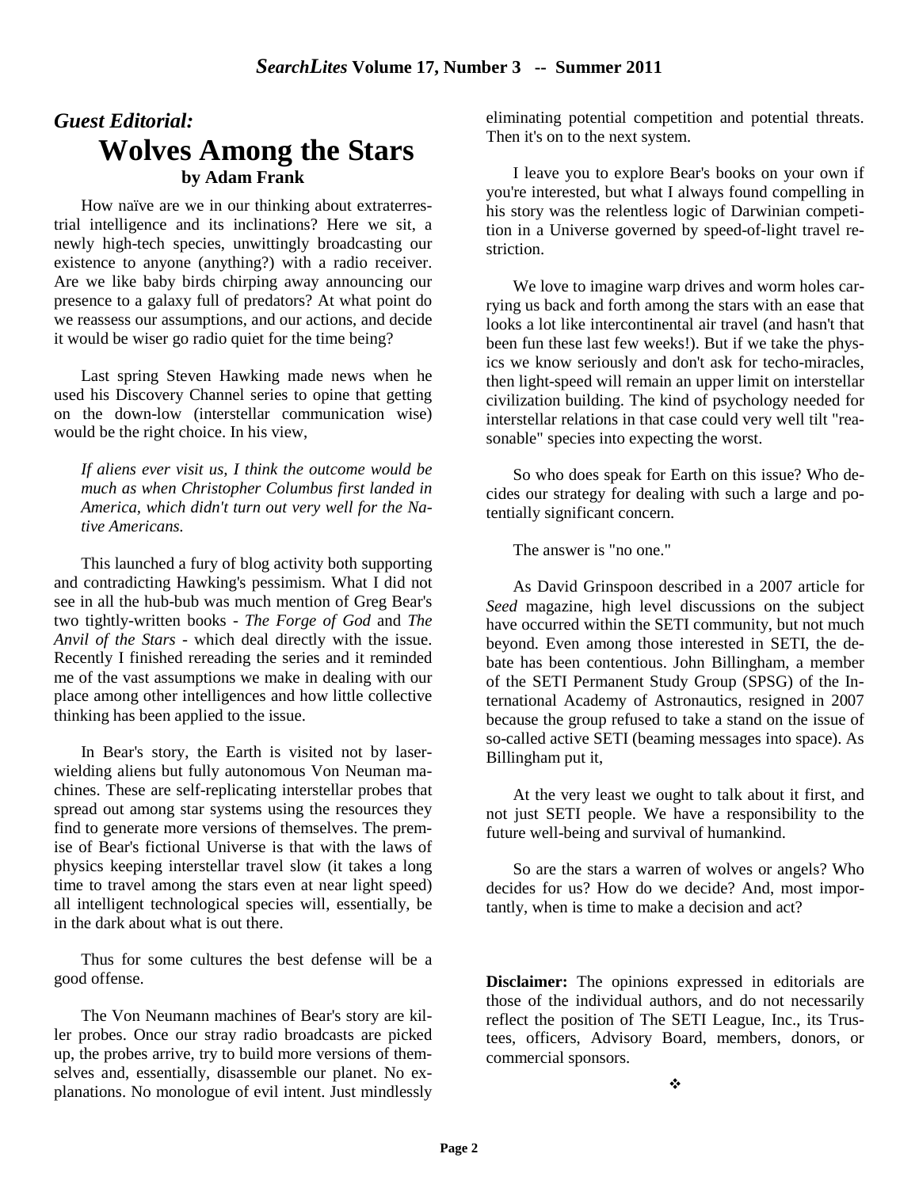## *Guest Editorial:*

# Wolves Among the Stars

**by Adam Frank**

How naïve are we in our thinking about extraterrestrial intelligence and its inclinations? Here we sit, a newly high-tech species, unwittingly broadcasting our existence to anyone (anything?) with a radio receiver. Are we like baby birds chirping away announcing our presence to a galaxy full of predators? At what point do we reassess our assumptions, and our actions, and decide it would be wiser go radio quiet for the time being?

Last spring Steven Hawking made news when he used his Discovery Channel series to opine that getting on the down-low (interstellar communication wise) would be the right choice. In his view,

> *If aliens ever visit us, I think the outcome would be much as when Christopher Columbus first landed in America, which didn't turn out very well for the Native Americans.*

This launched a fury of blog activity both supporting and contradicting Hawking's pessimism. What I did not see in all the hub-bub was much mention of Greg Bear's two tightly-written books - *The Forge of God* and *The Anvil of the Stars* - which deal directly with the issue. Recently I finished rereading the series and it reminded me of the vast assumptions we make in dealing with our place among other intelligences and how little collective thinking has been applied to the issue.

In Bear's story, the Earth is visited not by laser-wielding aliens but fully autonomous Von Neuman machines. These are self-replicating interstellar probes that spread out among star systems using the resources they find to generate more versions of themselves. The premise of Bear's fictional Universe is that with the laws of physics keeping interstellar travel slow (it takes a long time to travel among the stars even at near light speed) all intelligent technological species will, essentially, be in the dark about what is out there.

Thus for some cultures the best defense will be a good offense.

The Von Neumann machines of Bear's story are killer probes. Once our stray radio broadcasts are picked up, the probes arrive, try to build more versions of themselves and, essentially, disassemble our planet. No explanations. No monologue of evil intent. Just mindlessly eliminating potential competition and potential threats. Then it's on to the next system.

I leave you to explore Bear's books on your own if you're interested, but what I always found compelling in his story was the relentless logic of Darwinian competition in a Universe governed by speed-of-light travel restriction.

We love to imagine warp drives and worm holes carrying us back and forth among the stars with an ease that looks a lot like intercontinental air travel (and hasn't that been fun these last few weeks!). But if we take the physics we know seriously and don't ask for techo-miracles, then light-speed will remain an upper limit on interstellar civilization building. The kind of psychology needed for interstellar relations in that case could very well tilt "reasonable" species into expecting the worst.

So who does speak for Earth on this issue? Who decides our strategy for dealing with such a large and potentially significant concern.

The answer is "no one."

As David Grinspoon described in a 2007 article for *Seed* magazine, high level discussions on the subject have occurred within the SETI community, but not much beyond. Even among those interested in SETI, the debate has been contentious. John Billingham, a member of the SETI Permanent Study Group (SPSG) of the International Academy of Astronautics, resigned in 2007 because the group refused to take a stand on the issue of so-called active SETI (beaming messages into space). As Billingham put it,

> At the very least we ought to talk about it first, and not just SETI people. We have a responsibility to the future well-being and survival of humankind.

So are the stars a warren of wolves or angels? Who decides for us? How do we decide? And, most importantly, when is time to make a decision and act?

**Disclaimer:** The opinions expressed in editorials are those of the individual authors, and do not necessarily reflect the position of The SETI League, Inc., its Trustees, officers, Advisory Board, members, donors, or commercial sponsors.

❖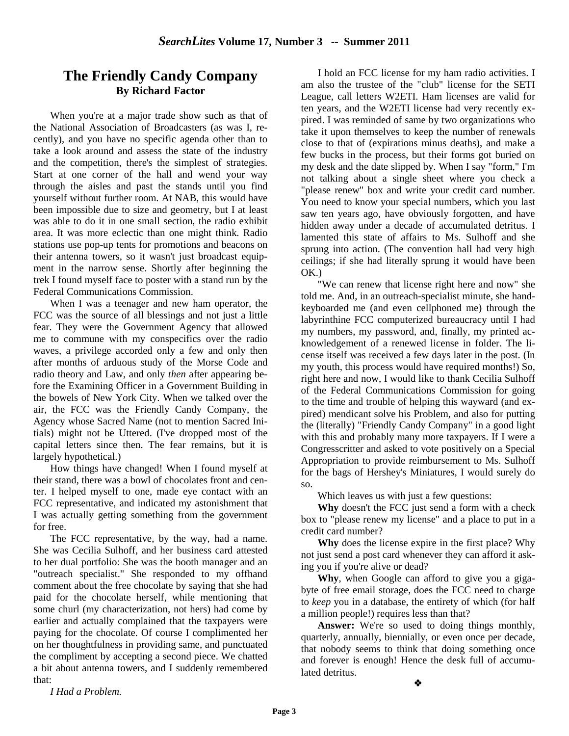# The Friendly Candy Company

**By Richard Factor**

When you're at a major trade show such as that of the National Association of Broadcasters (as was I, recently), and you have no specific agenda other than to take a look around and assess the state of the industry and the competition, there's the simplest of strategies. Start at one corner of the hall and wend your way through the aisles and past the stands until you find yourself without further room. At NAB, this would have been impossible due to size and geometry, but I at least was able to do it in one small section, the radio exhibit area. It was more eclectic than one might think. Radio stations use pop-up tents for promotions and beacons on their antenna towers, so it wasn't just broadcast equipment in the narrow sense. Shortly after beginning the trek I found myself face to poster with a stand run by the Federal Communications Commission.

When I was a teenager and new ham operator, the FCC was the source of all blessings and not just a little fear. They were the Government Agency that allowed me to commune with my conspecifics over the radio waves, a privilege accorded only a few and only then after months of arduous study of the Morse Code and radio theory and Law, and only *then* after appearing before the Examining Officer in a Government Building in the bowels of New York City. When we talked over the air, the FCC was the Friendly Candy Company, the Agency whose Sacred Name (not to mention Sacred Initials) might not be Uttered. (I've dropped most of the capital letters since then. The fear remains, but it is largely hypothetical.)

How things have changed! When I found myself at their stand, there was a bowl of chocolates front and center. I helped myself to one, made eye contact with an FCC representative, and indicated my astonishment that I was actually getting something from the government for free.

The FCC representative, by the way, had a name. She was Cecilia Sulhoff, and her business card attested to her dual portfolio: She was the booth manager and an "outreach specialist." She responded to my offhand comment about the free chocolate by saying that she had paid for the chocolate herself, while mentioning that some churl (my characterization, not hers) had come by earlier and actually complained that the taxpayers were paying for the chocolate. Of course I complimented her on her thoughtfulness in providing same, and punctuated the compliment by accepting a second piece. We chatted a bit about antenna towers, and I suddenly remembered that:

*I Had a Problem.*

I hold an FCC license for my ham radio activities. I am also the trustee of the "club" license for the SETI League, call letters W2ETI. Ham licenses are valid for ten years, and the W2ETI license had very recently expired. I was reminded of same by two organizations who take it upon themselves to keep the number of renewals close to that of (expirations minus deaths), and make a few bucks in the process, but their forms got buried on my desk and the date slipped by. When I say "form," I'm not talking about a single sheet where you check a "please renew" box and write your credit card number. You need to know your special numbers, which you last saw ten years ago, have obviously forgotten, and have hidden away under a decade of accumulated detritus. I lamented this state of affairs to Ms. Sulhoff and she sprung into action. (The convention hall had very high ceilings; if she had literally sprung it would have been OK.)

"We can renew that license right here and now" she told me. And, in an outreach-specialist minute, she hand-keyboarded me (and even cellphoned me) through the labyrinthine FCC computerized bureaucracy until I had my numbers, my password, and, finally, my printed acknowledgement of a renewed license in folder. The license itself was received a few days later in the post. (In my youth, this process would have required months!) So, right here and now, I would like to thank Cecilia Sulhoff of the Federal Communications Commission for going to the time and trouble of helping this wayward (and expired) mendicant solve his Problem, and also for putting the (literally) "Friendly Candy Company" in a good light with this and probably many more taxpayers. If I were a Congresscritter and asked to vote positively on a Special Appropriation to provide reimbursement to Ms. Sulhoff for the bags of Hershey's Miniatures, I would surely do so.

Which leaves us with just a few questions:

**Why** doesn't the FCC just send a form with a check box to "please renew my license" and a place to put in a credit card number?

**Why** does the license expire in the first place? Why not just send a post card whenever they can afford it asking you if you're alive or dead?

**Why**, when Google can afford to give you a gigabyte of free email storage, does the FCC need to charge to *keep* you in a database, the entirety of which (for half a million people!) requires less than that?

**Answer:** We're so used to doing things monthly, quarterly, annually, biennially, or even once per decade, that nobody seems to think that doing something once and forever is enough! Hence the desk full of accumulated detritus.

❖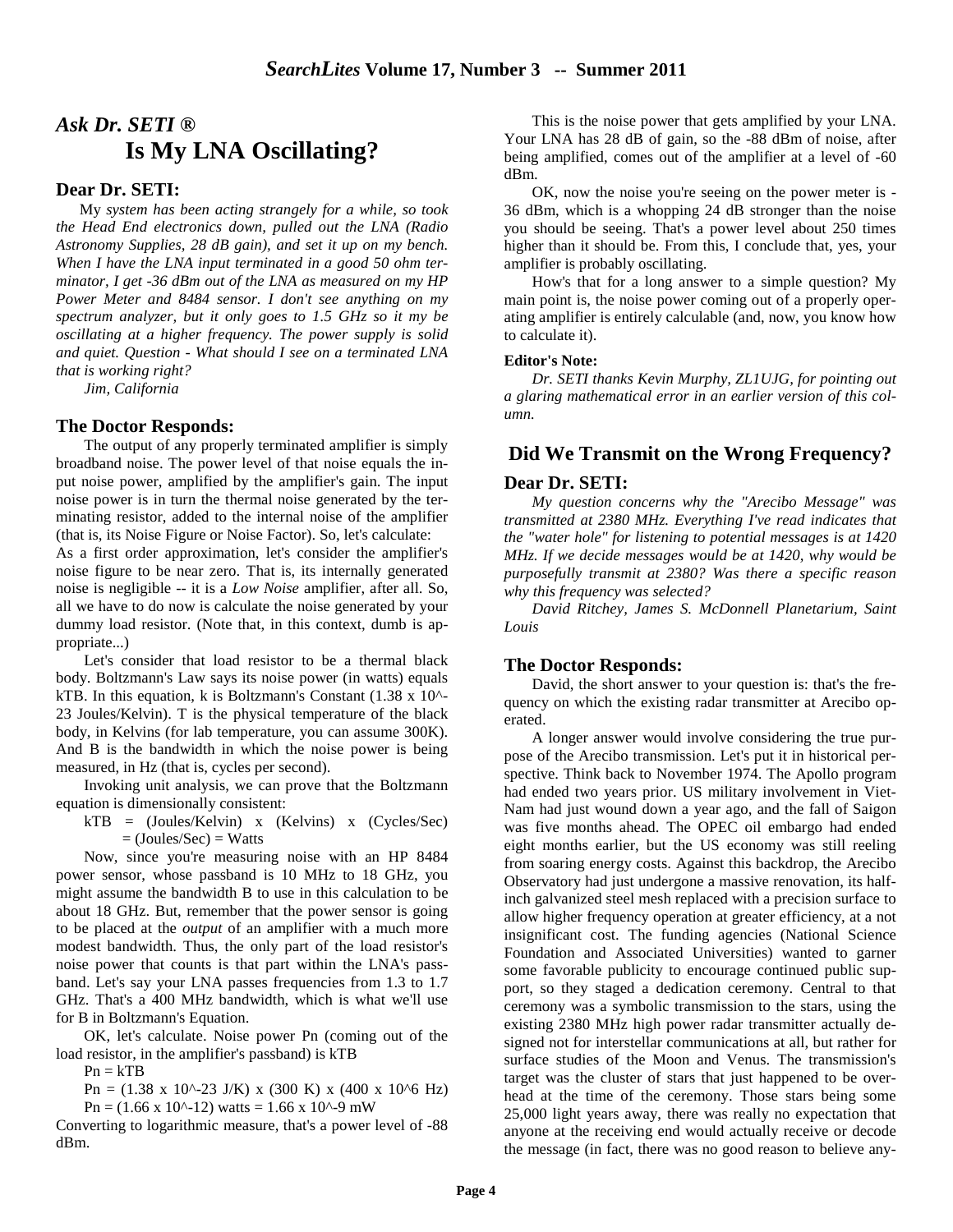## *Ask Dr. SETI ®*

# Is My LNA Oscillating?

### Dear Dr. SETI:

*My system has been acting strangely for a while, so took the Head End electronics down, pulled out the LNA (Radio Astronomy Supplies, 28 dB gain), and set it up on my bench. When I have the LNA input terminated in a good 50 ohm terminator, I get -36 dBm out of the LNA as measured on my HP Power Meter and 8484 sensor. I don't see anything on my spectrum analyzer, but it only goes to 1.5 GHz so it my be oscillating at a higher frequency. The power supply is solid and quiet. Question - What should I see on a terminated LNA that is working right?*

*Jim, California*

### The Doctor Responds:

The output of any properly terminated amplifier is simply broadband noise. The power level of that noise equals the input noise power, amplified by the amplifier's gain. The input noise power is in turn the thermal noise generated by the terminating resistor, added to the internal noise of the amplifier (that is, its Noise Figure or Noise Factor). So, let's calculate:

As a first order approximation, let's consider the amplifier's noise figure to be near zero. That is, its internally generated noise is negligible -- it is a *Low Noise* amplifier, after all. So, all we have to do now is calculate the noise generated by your dummy load resistor. (Note that, in this context, dumb is appropriate...)

Let's consider that load resistor to be a thermal black body. Boltzmann's Law says its noise power (in watts) equals kTB. In this equation, k is Boltzmann's Constant ($1.38 \times 10^{-23}$ Joules/Kelvin). T is the physical temperature of the black body, in Kelvins (for lab temperature, you can assume 300K). And B is the bandwidth in which the noise power is being measured, in Hz (that is, cycles per second).

Invoking unit analysis, we can prove that the Boltzmann equation is dimensionally consistent:

kTB = (Joules/Kelvin) x (Kelvins) x (Cycles/Sec) = (Joules/Sec) = Watts

Now, since you're measuring noise with an HP 8484 power sensor, whose passband is 10 MHz to 18 GHz, you might assume the bandwidth B to use in this calculation to be about 18 GHz. But, remember that the power sensor is going to be placed at the *output* of an amplifier with a much more modest bandwidth. Thus, the only part of the load resistor's noise power that counts is that part within the LNA's passband. Let's say your LNA passes frequencies from 1.3 to 1.7 GHz. That's a 400 MHz bandwidth, which is what we'll use for B in Boltzmann's Equation.

OK, let's calculate. Noise power Pn (coming out of the load resistor, in the amplifier's passband) is kTB

$P_n = kTB$

$P_n = (1.38 \times 10^{-23}\ \text{J/K}) \times (300\ \text{K}) \times (400 \times 10^{6}\ \text{Hz})$

$P_n = (1.66 \times 10^{-12})$ watts $= 1.66 \times 10^{-9}$ mW

Converting to logarithmic measure, that's a power level of -88 dBm.

This is the noise power that gets amplified by your LNA. Your LNA has 28 dB of gain, so the -88 dBm of noise, after being amplified, comes out of the amplifier at a level of -60 dBm.

OK, now the noise you're seeing on the power meter is -36 dBm, which is a whopping 24 dB stronger than the noise you should be seeing. That's a power level about 250 times higher than it should be. From this, I conclude that, yes, your amplifier is probably oscillating.

How's that for a long answer to a simple question? My main point is, the noise power coming out of a properly operating amplifier is entirely calculable (and, now, you know how to calculate it).

**Editor's Note:**

*Dr. SETI thanks Kevin Murphy, ZL1UJG, for pointing out a glaring mathematical error in an earlier version of this column.*

# Did We Transmit on the Wrong Frequency?

### Dear Dr. SETI:

*My question concerns why the "Arecibo Message" was transmitted at 2380 MHz. Everything I've read indicates that the "water hole" for listening to potential messages is at 1420 MHz. If we decide messages would be at 1420, why would be purposefully transmit at 2380? Was there a specific reason why this frequency was selected?*

*David Ritchey, James S. McDonnell Planetarium, Saint Louis*

### The Doctor Responds:

David, the short answer to your question is: that's the frequency on which the existing radar transmitter at Arecibo operated.

A longer answer would involve considering the true purpose of the Arecibo transmission. Let's put it in historical perspective. Think back to November 1974. The Apollo program had ended two years prior. US military involvement in Viet-Nam had just wound down a year ago, and the fall of Saigon was five months ahead. The OPEC oil embargo had ended eight months earlier, but the US economy was still reeling from soaring energy costs. Against this backdrop, the Arecibo Observatory had just undergone a massive renovation, its half-inch galvanized steel mesh replaced with a precision surface to allow higher frequency operation at greater efficiency, at a not insignificant cost. The funding agencies (National Science Foundation and Associated Universities) wanted to garner some favorable publicity to encourage continued public support, so they staged a dedication ceremony. Central to that ceremony was a symbolic transmission to the stars, using the existing 2380 MHz high power radar transmitter actually designed not for interstellar communications at all, but rather for surface studies of the Moon and Venus. The transmission's target was the cluster of stars that just happened to be overhead at the time of the ceremony. Those stars being some 25,000 light years away, there was really no expectation that anyone at the receiving end would actually receive or decode the message (in fact, there was no good reason to believe any-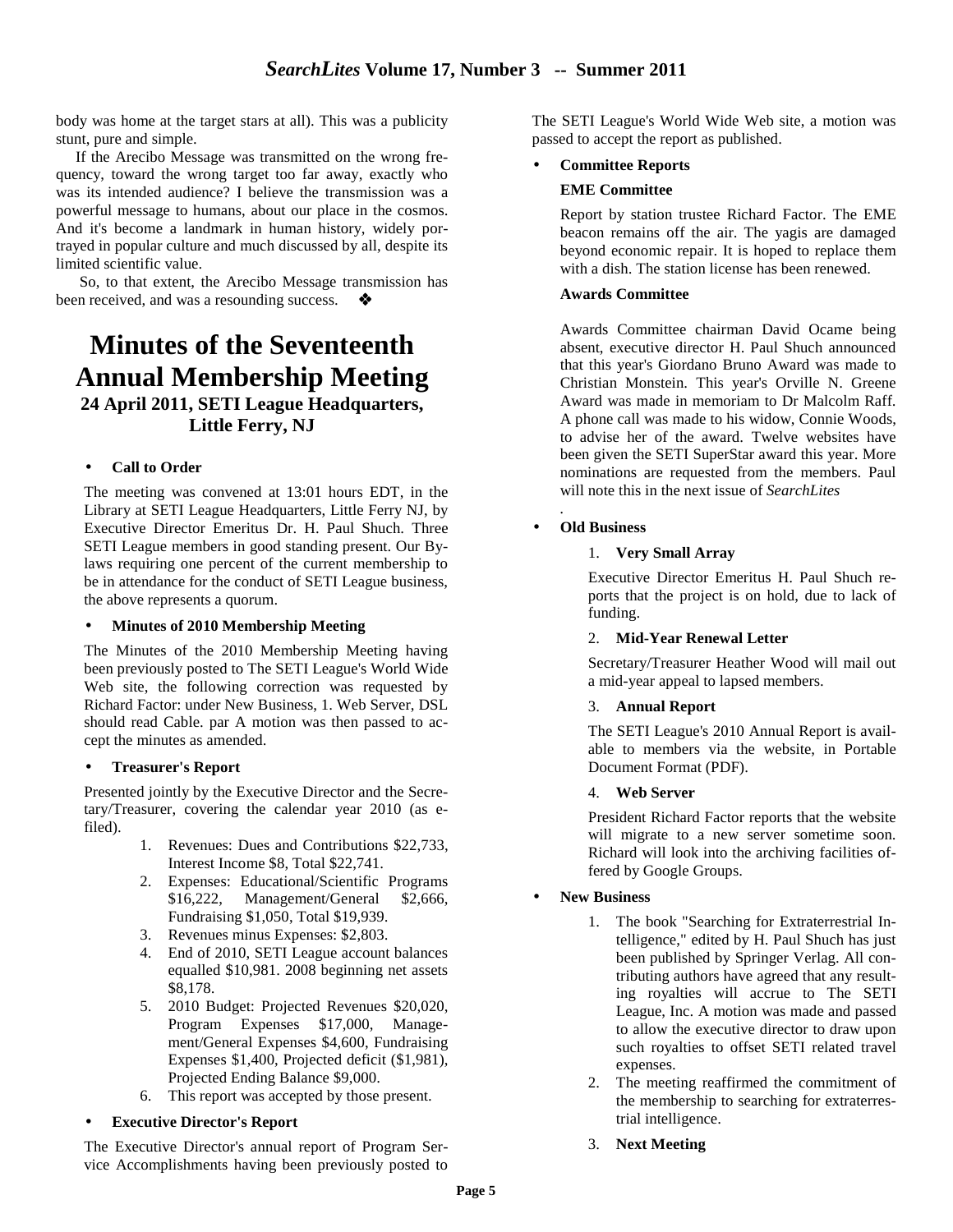body was home at the target stars at all). This was a publicity stunt, pure and simple.

If the Arecibo Message was transmitted on the wrong frequency, toward the wrong target too far away, exactly who was its intended audience? I believe the transmission was a powerful message to humans, about our place in the cosmos. And it's become a landmark in human history, widely portrayed in popular culture and much discussed by all, despite its limited scientific value.

So, to that extent, the Arecibo Message transmission has been received, and was a resounding success. ❖

# Minutes of the Seventeenth Annual Membership Meeting

### 24 April 2011, SETI League Headquarters, Little Ferry, NJ

- **Call to Order**

The meeting was convened at 13:01 hours EDT, in the Library at SETI League Headquarters, Little Ferry NJ, by Executive Director Emeritus Dr. H. Paul Shuch. Three SETI League members in good standing present. Our By-laws requiring one percent of the current membership to be in attendance for the conduct of SETI League business, the above represents a quorum.

- **Minutes of 2010 Membership Meeting**

The Minutes of the 2010 Membership Meeting having been previously posted to The SETI League's World Wide Web site, the following correction was requested by Richard Factor: under New Business, 1. Web Server, DSL should read Cable. par A motion was then passed to accept the minutes as amended.

- **Treasurer's Report**

Presented jointly by the Executive Director and the Secretary/Treasurer, covering the calendar year 2010 (as e-filed).

1. Revenues: Dues and Contributions $22,733, Interest Income $8, Total $22,741.
2. Expenses: Educational/Scientific Programs $16,222, Management/General $2,666, Fundraising $1,050, Total $19,939.
3. Revenues minus Expenses: $2,803.
4. End of 2010, SETI League account balances equalled $10,981. 2008 beginning net assets $8,178.
5. 2010 Budget: Projected Revenues $20,020, Program Expenses $17,000, Management/General Expenses $4,600, Fundraising Expenses $1,400, Projected deficit ($1,981), Projected Ending Balance $9,000.
6. This report was accepted by those present.

- **Executive Director's Report**

The Executive Director's annual report of Program Service Accomplishments having been previously posted to The SETI League's World Wide Web site, a motion was passed to accept the report as published.

- **Committee Reports**

**EME Committee**

Report by station trustee Richard Factor. The EME beacon remains off the air. The yagis are damaged beyond economic repair. It is hoped to replace them with a dish. The station license has been renewed.

**Awards Committee**

Awards Committee chairman David Ocame being absent, executive director H. Paul Shuch announced that this year's Giordano Bruno Award was made to Christian Monstein. This year's Orville N. Greene Award was made in memoriam to Dr Malcolm Raff. A phone call was made to his widow, Connie Woods, to advise her of the award. Twelve websites have been given the SETI SuperStar award this year. More nominations are requested from the members. Paul will note this in the next issue of *SearchLites*

.

- **Old Business**

1. **Very Small Array**

   Executive Director Emeritus H. Paul Shuch reports that the project is on hold, due to lack of funding.

2. **Mid-Year Renewal Letter**

   Secretary/Treasurer Heather Wood will mail out a mid-year appeal to lapsed members.

3. **Annual Report**

   The SETI League's 2010 Annual Report is available to members via the website, in Portable Document Format (PDF).

4. **Web Server**

   President Richard Factor reports that the website will migrate to a new server sometime soon. Richard will look into the archiving facilities offered by Google Groups.

- **New Business**

1. The book "Searching for Extraterrestrial Intelligence," edited by H. Paul Shuch has just been published by Springer Verlag. All contributing authors have agreed that any resulting royalties will accrue to The SETI League, Inc. A motion was made and passed to allow the executive director to draw upon such royalties to offset SETI related travel expenses.
2. The meeting reaffirmed the commitment of the membership to searching for extraterrestrial intelligence.
3. **Next Meeting**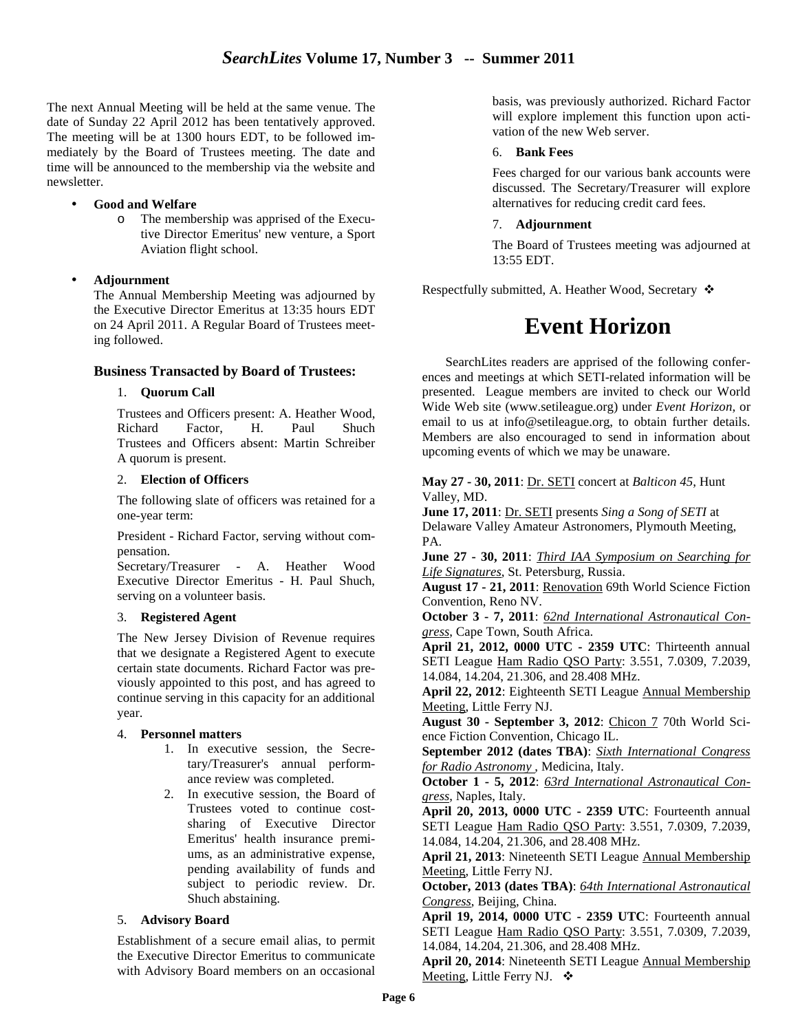The next Annual Meeting will be held at the same venue. The date of Sunday 22 April 2012 has been tentatively approved. The meeting will be at 1300 hours EDT, to be followed immediately by the Board of Trustees meeting. The date and time will be announced to the membership via the website and newsletter.

- **Good and Welfare**
  - The membership was apprised of the Executive Director Emeritus' new venture, a Sport Aviation flight school.

- **Adjournment**

  The Annual Membership Meeting was adjourned by the Executive Director Emeritus at 13:35 hours EDT on 24 April 2011. A Regular Board of Trustees meeting followed.

### Business Transacted by Board of Trustees:

1. **Quorum Call**

   Trustees and Officers present: A. Heather Wood, Richard Factor, H. Paul Shuch
   Trustees and Officers absent: Martin Schreiber
   A quorum is present.

2. **Election of Officers**

   The following slate of officers was retained for a one-year term:

   President - Richard Factor, serving without compensation.
   Secretary/Treasurer - A. Heather Wood
   Executive Director Emeritus - H. Paul Shuch, serving on a volunteer basis.

3. **Registered Agent**

   The New Jersey Division of Revenue requires that we designate a Registered Agent to execute certain state documents. Richard Factor was previously appointed to this post, and has agreed to continue serving in this capacity for an additional year.

4. **Personnel matters**
   1. In executive session, the Secretary/Treasurer's annual performance review was completed.
   2. In executive session, the Board of Trustees voted to continue cost-sharing of Executive Director Emeritus' health insurance premiums, as an administrative expense, pending availability of funds and subject to periodic review. Dr. Shuch abstaining.

5. **Advisory Board**

   Establishment of a secure email alias, to permit the Executive Director Emeritus to communicate with Advisory Board members on an occasional basis, was previously authorized. Richard Factor will explore implement this function upon activation of the new Web server.

6. **Bank Fees**

   Fees charged for our various bank accounts were discussed. The Secretary/Treasurer will explore alternatives for reducing credit card fees.

7. **Adjournment**

   The Board of Trustees meeting was adjourned at 13:55 EDT.

Respectfully submitted, A. Heather Wood, Secretary ❖

# Event Horizon

SearchLites readers are apprised of the following conferences and meetings at which SETI-related information will be presented. League members are invited to check our World Wide Web site (www.setileague.org) under *Event Horizon*, or email to us at info@setileague.org, to obtain further details. Members are also encouraged to send in information about upcoming events of which we may be unaware.

**May 27 - 30, 2011**: Dr. SETI concert at *Balticon 45*, Hunt Valley, MD.
**June 17, 2011**: Dr. SETI presents *Sing a Song of SETI* at Delaware Valley Amateur Astronomers, Plymouth Meeting, PA.
**June 27 - 30, 2011**: *Third IAA Symposium on Searching for Life Signatures*, St. Petersburg, Russia.
**August 17 - 21, 2011**: Renovation 69th World Science Fiction Convention, Reno NV.
**October 3 - 7, 2011**: *62nd International Astronautical Congress*, Cape Town, South Africa.
**April 21, 2012, 0000 UTC - 2359 UTC**: Thirteenth annual SETI League Ham Radio QSO Party: 3.551, 7.0309, 7.2039, 14.084, 14.204, 21.306, and 28.408 MHz.
**April 22, 2012**: Eighteenth SETI League Annual Membership Meeting, Little Ferry NJ.
**August 30 - September 3, 2012**: Chicon 7 70th World Science Fiction Convention, Chicago IL.
**September 2012 (dates TBA)**: *Sixth International Congress for Radio Astronomy* , Medicina, Italy.
**October 1 - 5, 2012**: *63rd International Astronautical Congress*, Naples, Italy.
**April 20, 2013, 0000 UTC - 2359 UTC**: Fourteenth annual SETI League Ham Radio QSO Party: 3.551, 7.0309, 7.2039, 14.084, 14.204, 21.306, and 28.408 MHz.
**April 21, 2013**: Nineteenth SETI League Annual Membership Meeting, Little Ferry NJ.
**October, 2013 (dates TBA)**: *64th International Astronautical Congress*, Beijing, China.
**April 19, 2014, 0000 UTC - 2359 UTC**: Fourteenth annual SETI League Ham Radio QSO Party: 3.551, 7.0309, 7.2039, 14.084, 14.204, 21.306, and 28.408 MHz.
**April 20, 2014**: Nineteenth SETI League Annual Membership Meeting, Little Ferry NJ. ❖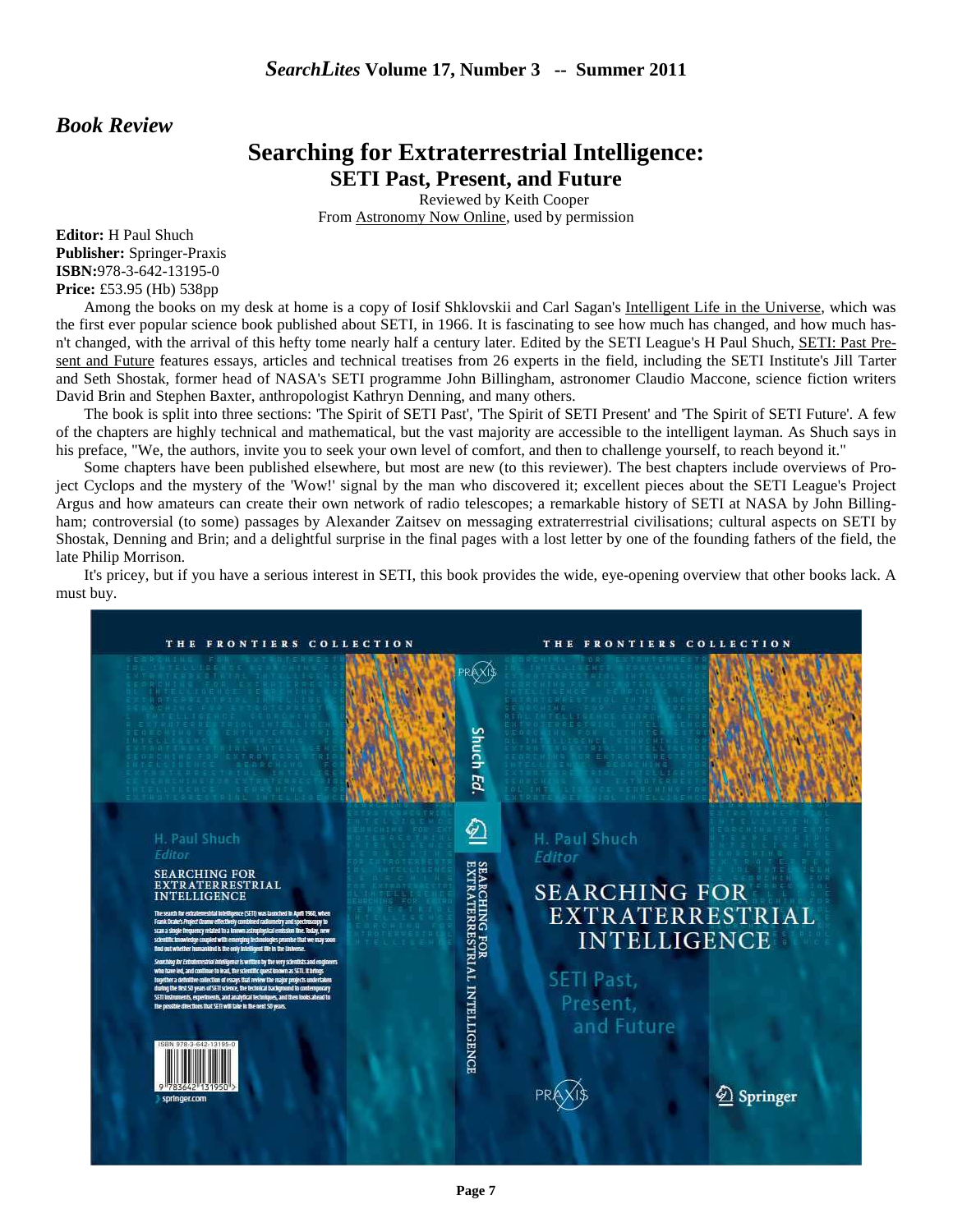## *Book Review*

# Searching for Extraterrestrial Intelligence:

## SETI Past, Present, and Future

Reviewed by Keith Cooper

From Astronomy Now Online, used by permission

**Editor:** H Paul Shuch
**Publisher:** Springer-Praxis
**ISBN:**978-3-642-13195-0
**Price:** £53.95 (Hb) 538pp

Among the books on my desk at home is a copy of Iosif Shklovskii and Carl Sagan's Intelligent Life in the Universe, which was the first ever popular science book published about SETI, in 1966. It is fascinating to see how much has changed, and how much hasn't changed, with the arrival of this hefty tome nearly half a century later. Edited by the SETI League's H Paul Shuch, SETI: Past Present and Future features essays, articles and technical treatises from 26 experts in the field, including the SETI Institute's Jill Tarter and Seth Shostak, former head of NASA's SETI programme John Billingham, astronomer Claudio Maccone, science fiction writers David Brin and Stephen Baxter, anthropologist Kathryn Denning, and many others.

The book is split into three sections: 'The Spirit of SETI Past', 'The Spirit of SETI Present' and 'The Spirit of SETI Future'. A few of the chapters are highly technical and mathematical, but the vast majority are accessible to the intelligent layman. As Shuch says in his preface, "We, the authors, invite you to seek your own level of comfort, and then to challenge yourself, to reach beyond it."

Some chapters have been published elsewhere, but most are new (to this reviewer). The best chapters include overviews of Project Cyclops and the mystery of the 'Wow!' signal by the man who discovered it; excellent pieces about the SETI League's Project Argus and how amateurs can create their own network of radio telescopes; a remarkable history of SETI at NASA by John Billingham; controversial (to some) passages by Alexander Zaitsev on messaging extraterrestrial civilisations; cultural aspects on SETI by Shostak, Denning and Brin; and a delightful surprise in the final pages with a lost letter by one of the founding fathers of the field, the late Philip Morrison.

It's pricey, but if you have a serious interest in SETI, this book provides the wide, eye-opening overview that other books lack. A must buy.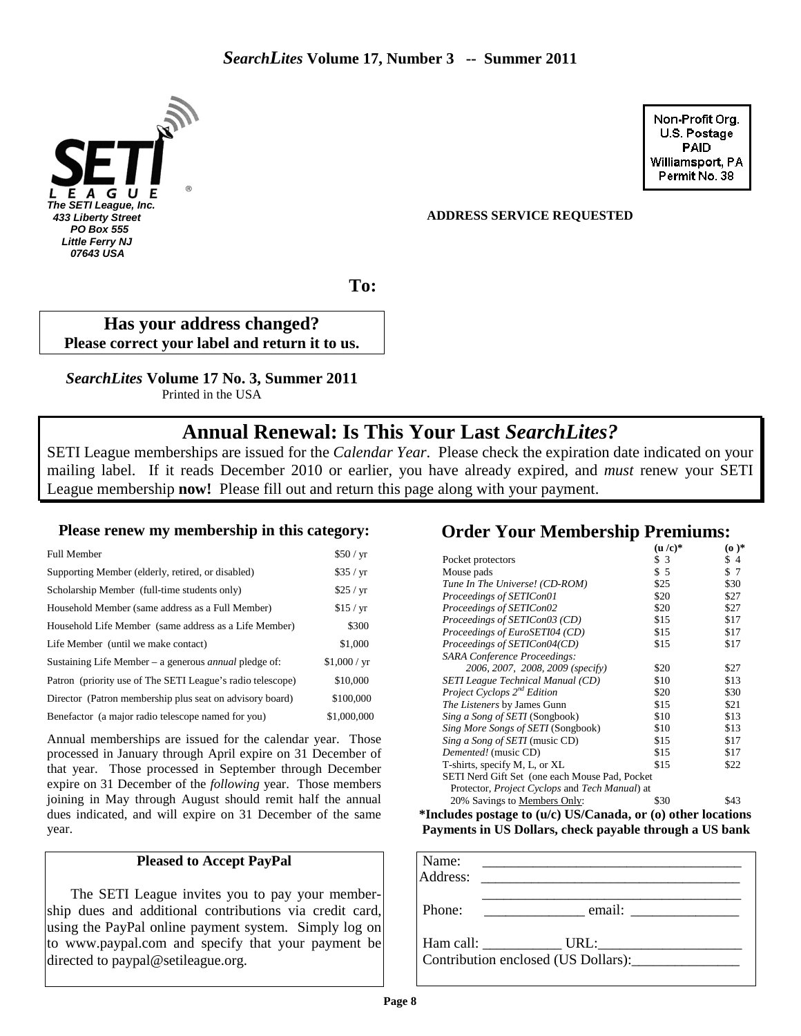***SearchLites* Volume 17, Number 3 -- Summer 2011**

**SETI LEAGUE** ®

*The SETI League, Inc.*
*433 Liberty Street*
*PO Box 555*
*Little Ferry NJ*
*07643 USA*

Non-Profit Org.
U.S. Postage
PAID
Williamsport, PA
Permit No. 38

**ADDRESS SERVICE REQUESTED**

**To:**

**Has your address changed?**
**Please correct your label and return it to us.**

***SearchLites* Volume 17 No. 3, Summer 2011**
Printed in the USA

## Annual Renewal: Is This Your Last *SearchLites?*

SETI League memberships are issued for the *Calendar Year*. Please check the expiration date indicated on your mailing label. If it reads December 2010 or earlier, you have already expired, and *must* renew your SETI League membership **now!** Please fill out and return this page along with your payment.

### Please renew my membership in this category:

| | |
|---|---|
| Full Member | $50 / yr |
| Supporting Member (elderly, retired, or disabled) | $35 / yr |
| Scholarship Member (full-time students only) | $25 / yr |
| Household Member (same address as a Full Member) | $15 / yr |
| Household Life Member (same address as a Life Member) | $300 |
| Life Member (until we make contact) | $1,000 |
| Sustaining Life Member – a generous *annual* pledge of: | $1,000 / yr |
| Patron (priority use of The SETI League's radio telescope) | $10,000 |
| Director (Patron membership plus seat on advisory board) | $100,000 |
| Benefactor (a major radio telescope named for you) | $1,000,000 |

Annual memberships are issued for the calendar year. Those processed in January through April expire on 31 December of that year. Those processed in September through December expire on 31 December of the *following* year. Those members joining in May through August should remit half the annual dues indicated, and will expire on 31 December of the same year.

**Pleased to Accept PayPal**

The SETI League invites you to pay your membership dues and additional contributions via credit card, using the PayPal online payment system. Simply log on to www.paypal.com and specify that your payment be directed to paypal@setileague.org.

### Order Your Membership Premiums:

| | (u /c)* | (o )* |
|---|---|---|
| Pocket protectors | $ 3 | $ 4 |
| Mouse pads | $ 5 | $ 7 |
| *Tune In The Universe! (CD-ROM)* | $25 | $30 |
| *Proceedings of SETICon01* | $20 | $27 |
| *Proceedings of SETICon02* | $20 | $27 |
| *Proceedings of SETICon03 (CD)* | $15 | $17 |
| *Proceedings of EuroSETI04 (CD)* | $15 | $17 |
| *Proceedings of SETICon04(CD)* | $15 | $17 |
| *SARA Conference Proceedings: 2006, 2007, 2008, 2009 (specify)* | $20 | $27 |
| *SETI League Technical Manual (CD)* | $10 | $13 |
| *Project Cyclops 2nd Edition* | $20 | $30 |
| *The Listeners* by James Gunn | $15 | $21 |
| *Sing a Song of SETI* (Songbook) | $10 | $13 |
| *Sing More Songs of SETI* (Songbook) | $10 | $13 |
| *Sing a Song of SETI* (music CD) | $15 | $17 |
| *Demented!* (music CD) | $15 | $17 |
| T-shirts, specify M, L, or XL | $15 | $22 |
| SETI Nerd Gift Set (one each Mouse Pad, Pocket Protector, *Project Cyclops* and *Tech Manual*) at 20% Savings to Members Only: | $30 | $43 |

**\*Includes postage to (u/c) US/Canada, or (o) other locations**
**Payments in US Dollars, check payable through a US bank**

Name: ____________________________________
Address: ____________________________________
____________________________________
Phone: ______________ email: _______________

Ham call: ___________ URL:____________________
Contribution enclosed (US Dollars):_______________